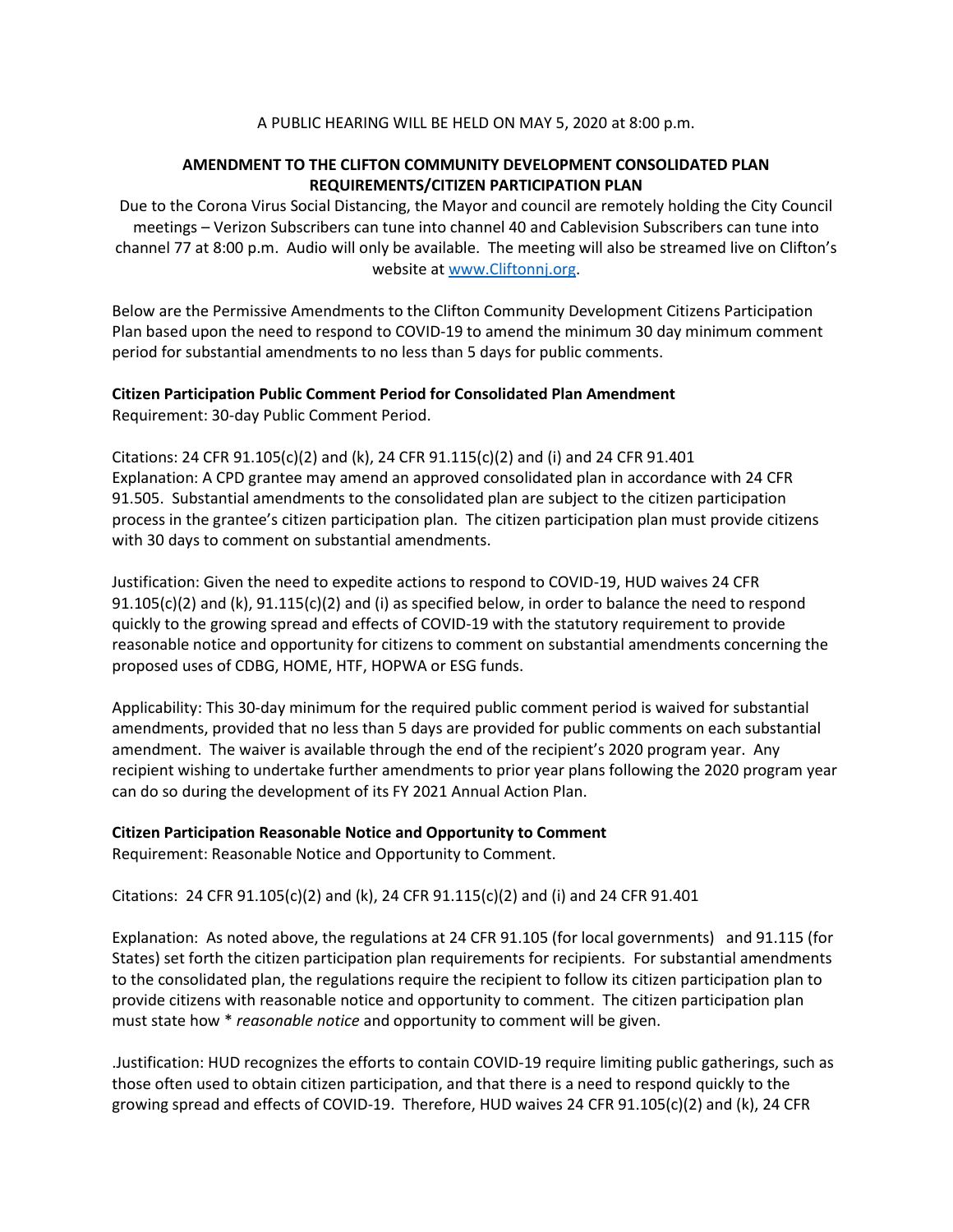A PUBLIC HEARING WILL BE HELD ON MAY 5, 2020 at 8:00 p.m.

**AMENDMENT TO THE CLIFTON COMMUNITY DEVELOPMENT CONSOLIDATED PLAN REQUIREMENTS/CITIZEN PARTICIPATION PLAN**

Due to the Corona Virus Social Distancing, the Mayor and council are remotely holding the City Council meetings – Verizon Subscribers can tune into channel 40 and Cablevision Subscribers can tune into channel 77 at 8:00 p.m. Audio will only be available. The meeting will also be streamed live on Clifton's website at www.Cliftonnj.org.

Below are the Permissive Amendments to the Clifton Community Development Citizens Participation Plan based upon the need to respond to COVID-19 to amend the minimum 30 day minimum comment period for substantial amendments to no less than 5 days for public comments.

**Citizen Participation Public Comment Period for Consolidated Plan Amendment**
Requirement: 30-day Public Comment Period.

Citations: 24 CFR 91.105(c)(2) and (k), 24 CFR 91.115(c)(2) and (i) and 24 CFR 91.401
Explanation: A CPD grantee may amend an approved consolidated plan in accordance with 24 CFR 91.505. Substantial amendments to the consolidated plan are subject to the citizen participation process in the grantee's citizen participation plan. The citizen participation plan must provide citizens with 30 days to comment on substantial amendments.

Justification: Given the need to expedite actions to respond to COVID-19, HUD waives 24 CFR 91.105(c)(2) and (k), 91.115(c)(2) and (i) as specified below, in order to balance the need to respond quickly to the growing spread and effects of COVID-19 with the statutory requirement to provide reasonable notice and opportunity for citizens to comment on substantial amendments concerning the proposed uses of CDBG, HOME, HTF, HOPWA or ESG funds.

Applicability: This 30-day minimum for the required public comment period is waived for substantial amendments, provided that no less than 5 days are provided for public comments on each substantial amendment. The waiver is available through the end of the recipient's 2020 program year. Any recipient wishing to undertake further amendments to prior year plans following the 2020 program year can do so during the development of its FY 2021 Annual Action Plan.

**Citizen Participation Reasonable Notice and Opportunity to Comment**
Requirement: Reasonable Notice and Opportunity to Comment.

Citations: 24 CFR 91.105(c)(2) and (k), 24 CFR 91.115(c)(2) and (i) and 24 CFR 91.401

Explanation: As noted above, the regulations at 24 CFR 91.105 (for local governments) and 91.115 (for States) set forth the citizen participation plan requirements for recipients. For substantial amendments to the consolidated plan, the regulations require the recipient to follow its citizen participation plan to provide citizens with reasonable notice and opportunity to comment. The citizen participation plan must state how * *reasonable notice* and opportunity to comment will be given.

.Justification: HUD recognizes the efforts to contain COVID-19 require limiting public gatherings, such as those often used to obtain citizen participation, and that there is a need to respond quickly to the growing spread and effects of COVID-19. Therefore, HUD waives 24 CFR 91.105(c)(2) and (k), 24 CFR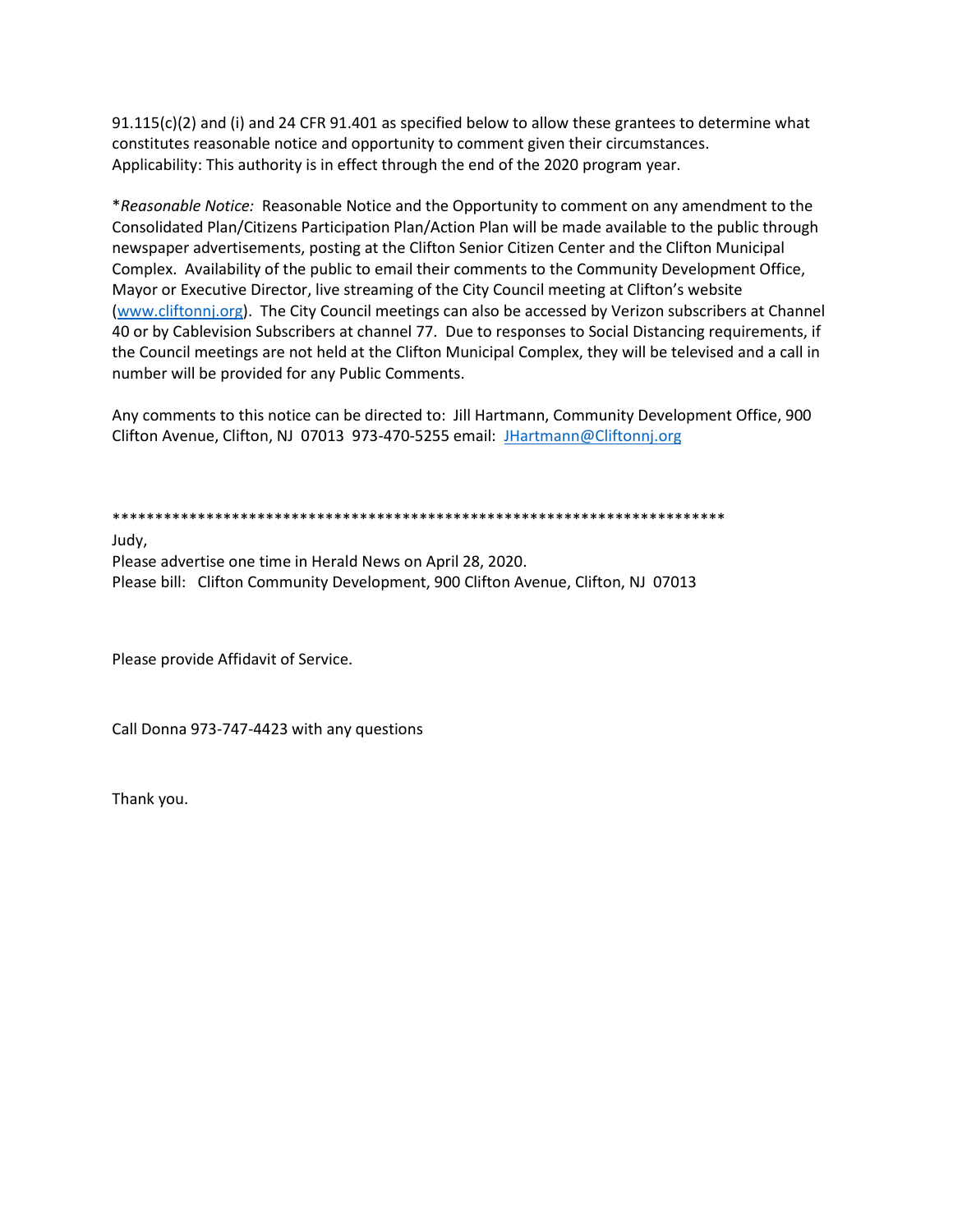91.115(c)(2) and (i) and 24 CFR 91.401 as specified below to allow these grantees to determine what constitutes reasonable notice and opportunity to comment given their circumstances.
Applicability: This authority is in effect through the end of the 2020 program year.

**Reasonable Notice:* Reasonable Notice and the Opportunity to comment on any amendment to the Consolidated Plan/Citizens Participation Plan/Action Plan will be made available to the public through newspaper advertisements, posting at the Clifton Senior Citizen Center and the Clifton Municipal Complex. Availability of the public to email their comments to the Community Development Office, Mayor or Executive Director, live streaming of the City Council meeting at Clifton's website (www.cliftonnj.org). The City Council meetings can also be accessed by Verizon subscribers at Channel 40 or by Cablevision Subscribers at channel 77. Due to responses to Social Distancing requirements, if the Council meetings are not held at the Clifton Municipal Complex, they will be televised and a call in number will be provided for any Public Comments.

Any comments to this notice can be directed to: Jill Hartmann, Community Development Office, 900 Clifton Avenue, Clifton, NJ 07013 973-470-5255 email: JHartmann@Cliftonnj.org

*************************************************************************

Judy,
Please advertise one time in Herald News on April 28, 2020.
Please bill: Clifton Community Development, 900 Clifton Avenue, Clifton, NJ 07013

Please provide Affidavit of Service.

Call Donna 973-747-4423 with any questions

Thank you.